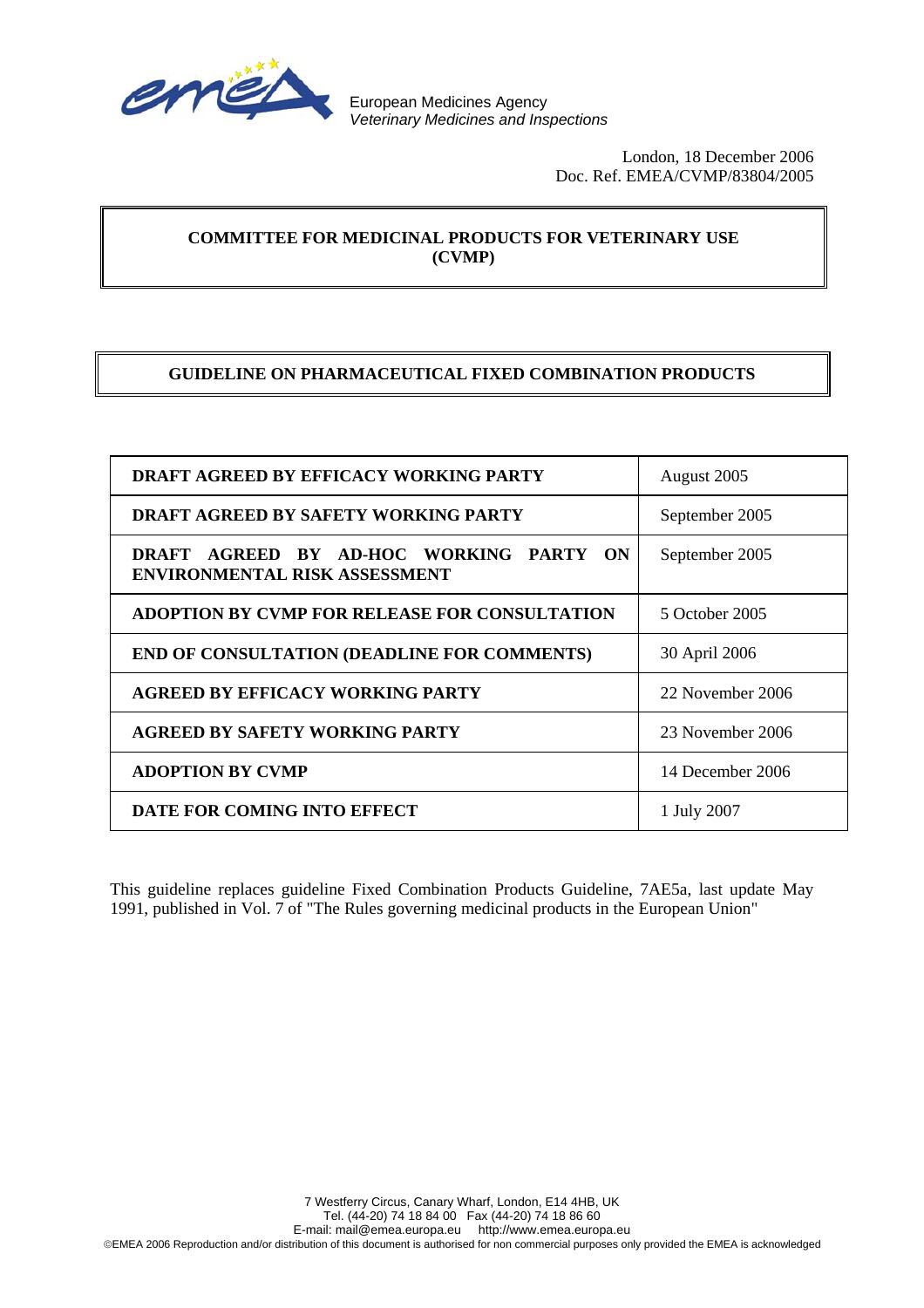European Medicines Agency
*Veterinary Medicines and Inspections*

London, 18 December 2006
Doc. Ref. EMEA/CVMP/83804/2005

**COMMITTEE FOR MEDICINAL PRODUCTS FOR VETERINARY USE (CVMP)**

# GUIDELINE ON PHARMACEUTICAL FIXED COMBINATION PRODUCTS

| | |
|---|---|
| **DRAFT AGREED BY EFFICACY WORKING PARTY** | August 2005 |
| **DRAFT AGREED BY SAFETY WORKING PARTY** | September 2005 |
| **DRAFT AGREED BY AD-HOC WORKING PARTY ON ENVIRONMENTAL RISK ASSESSMENT** | September 2005 |
| **ADOPTION BY CVMP FOR RELEASE FOR CONSULTATION** | 5 October 2005 |
| **END OF CONSULTATION (DEADLINE FOR COMMENTS)** | 30 April 2006 |
| **AGREED BY EFFICACY WORKING PARTY** | 22 November 2006 |
| **AGREED BY SAFETY WORKING PARTY** | 23 November 2006 |
| **ADOPTION BY CVMP** | 14 December 2006 |
| **DATE FOR COMING INTO EFFECT** | 1 July 2007 |

This guideline replaces guideline Fixed Combination Products Guideline, 7AE5a, last update May 1991, published in Vol. 7 of "The Rules governing medicinal products in the European Union"

7 Westferry Circus, Canary Wharf, London, E14 4HB, UK
Tel. (44-20) 74 18 84 00 Fax (44-20) 74 18 86 60
E-mail: mail@emea.europa.eu http://www.emea.europa.eu
©EMEA 2006 Reproduction and/or distribution of this document is authorised for non commercial purposes only provided the EMEA is acknowledged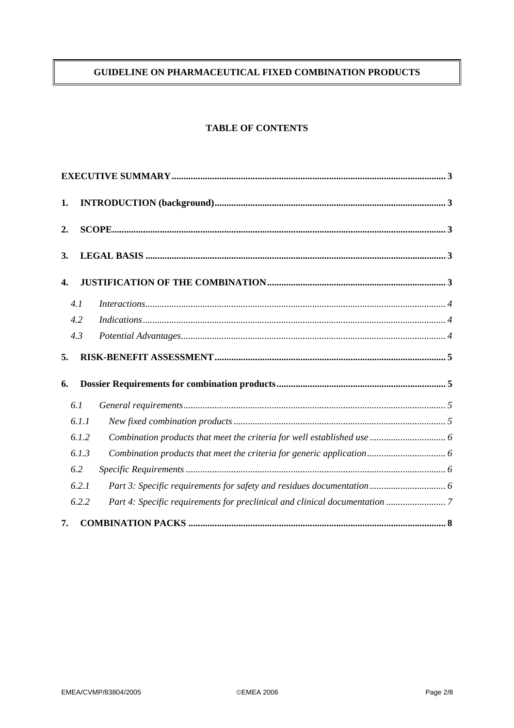# GUIDELINE ON PHARMACEUTICAL FIXED COMBINATION PRODUCTS

## TABLE OF CONTENTS

**EXECUTIVE SUMMARY** .......... 3

**1. INTRODUCTION (background)** .......... 3

**2. SCOPE** .......... 3

**3. LEGAL BASIS** .......... 3

**4. JUSTIFICATION OF THE COMBINATION** .......... 3

- 4.1 *Interactions* .......... 4
- 4.2 *Indications* .......... 4
- 4.3 *Potential Advantages* .......... 4

**5. RISK-BENEFIT ASSESSMENT** .......... 5

**6. Dossier Requirements for combination products** .......... 5

- 6.1 *General requirements* .......... 5
- 6.1.1 *New fixed combination products* .......... 5
- 6.1.2 *Combination products that meet the criteria for well established use* .......... 6
- 6.1.3 *Combination products that meet the criteria for generic application* .......... 6
- 6.2 *Specific Requirements* .......... 6
- 6.2.1 *Part 3: Specific requirements for safety and residues documentation* .......... 6
- 6.2.2 *Part 4: Specific requirements for preclinical and clinical documentation* .......... 7

**7. COMBINATION PACKS** .......... 8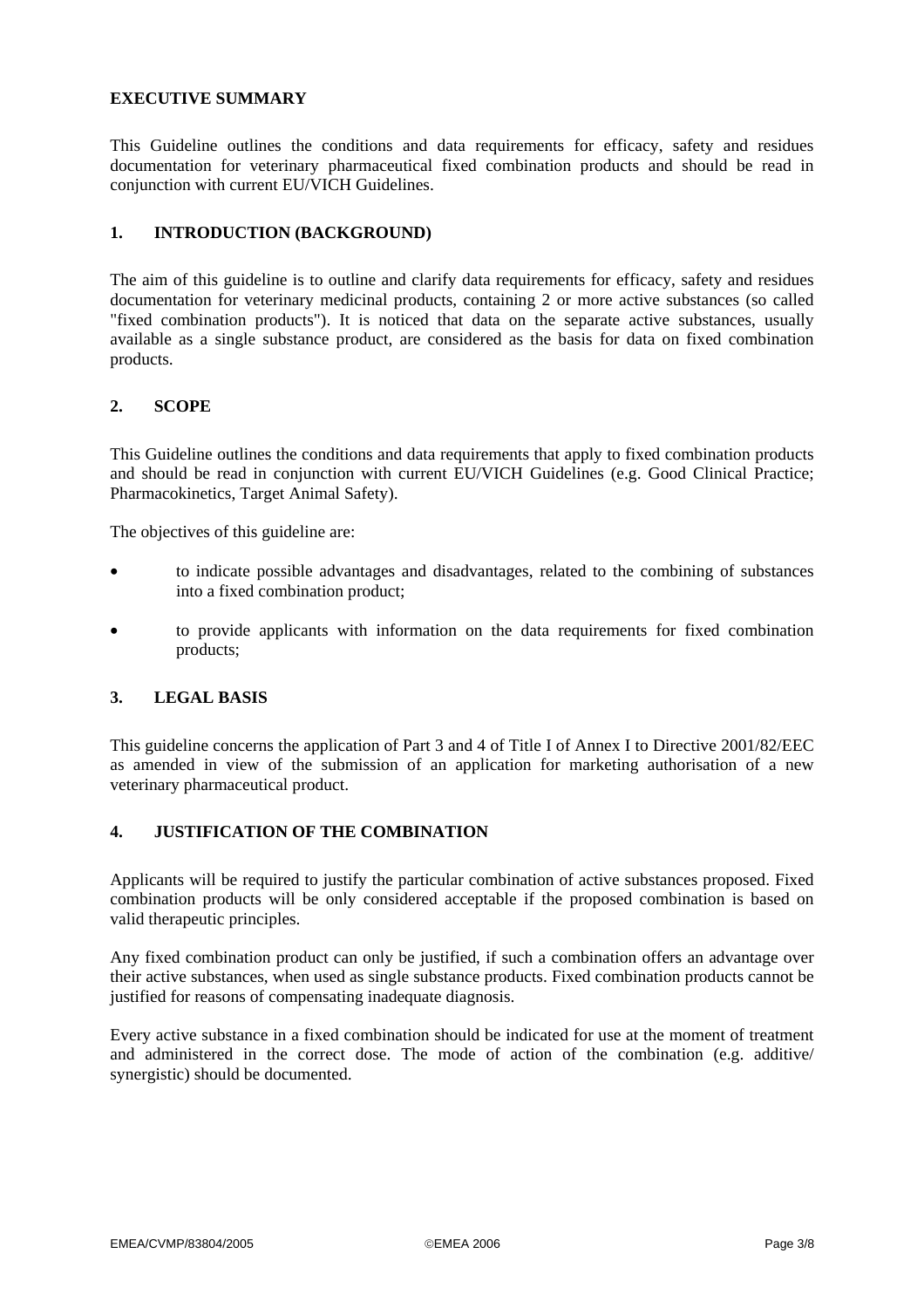## EXECUTIVE SUMMARY

This Guideline outlines the conditions and data requirements for efficacy, safety and residues documentation for veterinary pharmaceutical fixed combination products and should be read in conjunction with current EU/VICH Guidelines.

## 1. INTRODUCTION (BACKGROUND)

The aim of this guideline is to outline and clarify data requirements for efficacy, safety and residues documentation for veterinary medicinal products, containing 2 or more active substances (so called "fixed combination products"). It is noticed that data on the separate active substances, usually available as a single substance product, are considered as the basis for data on fixed combination products.

## 2. SCOPE

This Guideline outlines the conditions and data requirements that apply to fixed combination products and should be read in conjunction with current EU/VICH Guidelines (e.g. Good Clinical Practice; Pharmacokinetics, Target Animal Safety).

The objectives of this guideline are:

- to indicate possible advantages and disadvantages, related to the combining of substances into a fixed combination product;
- to provide applicants with information on the data requirements for fixed combination products;

## 3. LEGAL BASIS

This guideline concerns the application of Part 3 and 4 of Title I of Annex I to Directive 2001/82/EEC as amended in view of the submission of an application for marketing authorisation of a new veterinary pharmaceutical product.

## 4. JUSTIFICATION OF THE COMBINATION

Applicants will be required to justify the particular combination of active substances proposed. Fixed combination products will be only considered acceptable if the proposed combination is based on valid therapeutic principles.

Any fixed combination product can only be justified, if such a combination offers an advantage over their active substances, when used as single substance products. Fixed combination products cannot be justified for reasons of compensating inadequate diagnosis.

Every active substance in a fixed combination should be indicated for use at the moment of treatment and administered in the correct dose. The mode of action of the combination (e.g. additive/ synergistic) should be documented.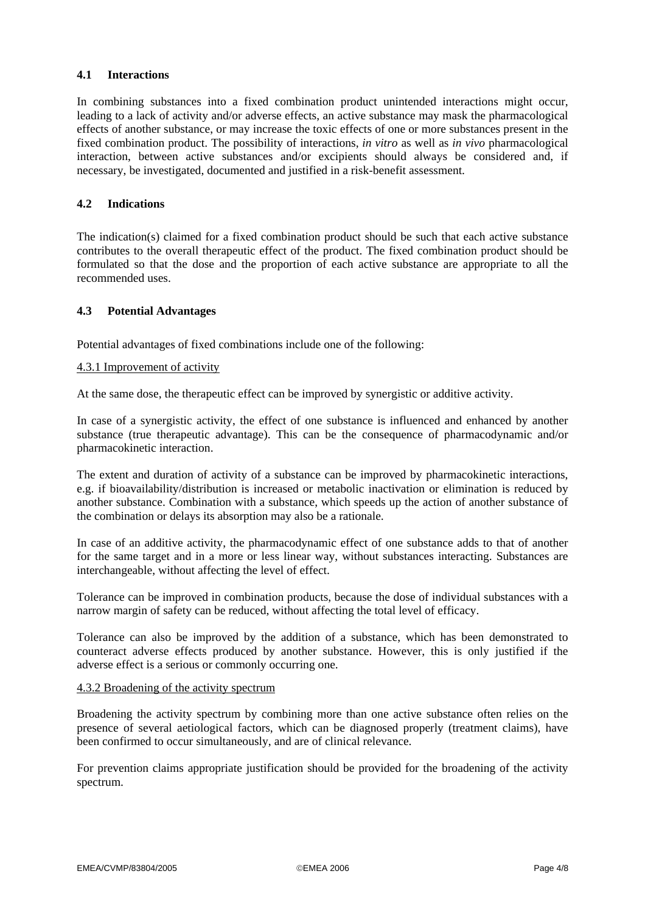## 4.1 Interactions

In combining substances into a fixed combination product unintended interactions might occur, leading to a lack of activity and/or adverse effects, an active substance may mask the pharmacological effects of another substance, or may increase the toxic effects of one or more substances present in the fixed combination product. The possibility of interactions, *in vitro* as well as *in vivo* pharmacological interaction, between active substances and/or excipients should always be considered and, if necessary, be investigated, documented and justified in a risk-benefit assessment.

## 4.2 Indications

The indication(s) claimed for a fixed combination product should be such that each active substance contributes to the overall therapeutic effect of the product. The fixed combination product should be formulated so that the dose and the proportion of each active substance are appropriate to all the recommended uses.

## 4.3 Potential Advantages

Potential advantages of fixed combinations include one of the following:

### 4.3.1 Improvement of activity

At the same dose, the therapeutic effect can be improved by synergistic or additive activity.

In case of a synergistic activity, the effect of one substance is influenced and enhanced by another substance (true therapeutic advantage). This can be the consequence of pharmacodynamic and/or pharmacokinetic interaction.

The extent and duration of activity of a substance can be improved by pharmacokinetic interactions, e.g. if bioavailability/distribution is increased or metabolic inactivation or elimination is reduced by another substance. Combination with a substance, which speeds up the action of another substance of the combination or delays its absorption may also be a rationale.

In case of an additive activity, the pharmacodynamic effect of one substance adds to that of another for the same target and in a more or less linear way, without substances interacting. Substances are interchangeable, without affecting the level of effect.

Tolerance can be improved in combination products, because the dose of individual substances with a narrow margin of safety can be reduced, without affecting the total level of efficacy.

Tolerance can also be improved by the addition of a substance, which has been demonstrated to counteract adverse effects produced by another substance. However, this is only justified if the adverse effect is a serious or commonly occurring one.

### 4.3.2 Broadening of the activity spectrum

Broadening the activity spectrum by combining more than one active substance often relies on the presence of several aetiological factors, which can be diagnosed properly (treatment claims), have been confirmed to occur simultaneously, and are of clinical relevance.

For prevention claims appropriate justification should be provided for the broadening of the activity spectrum.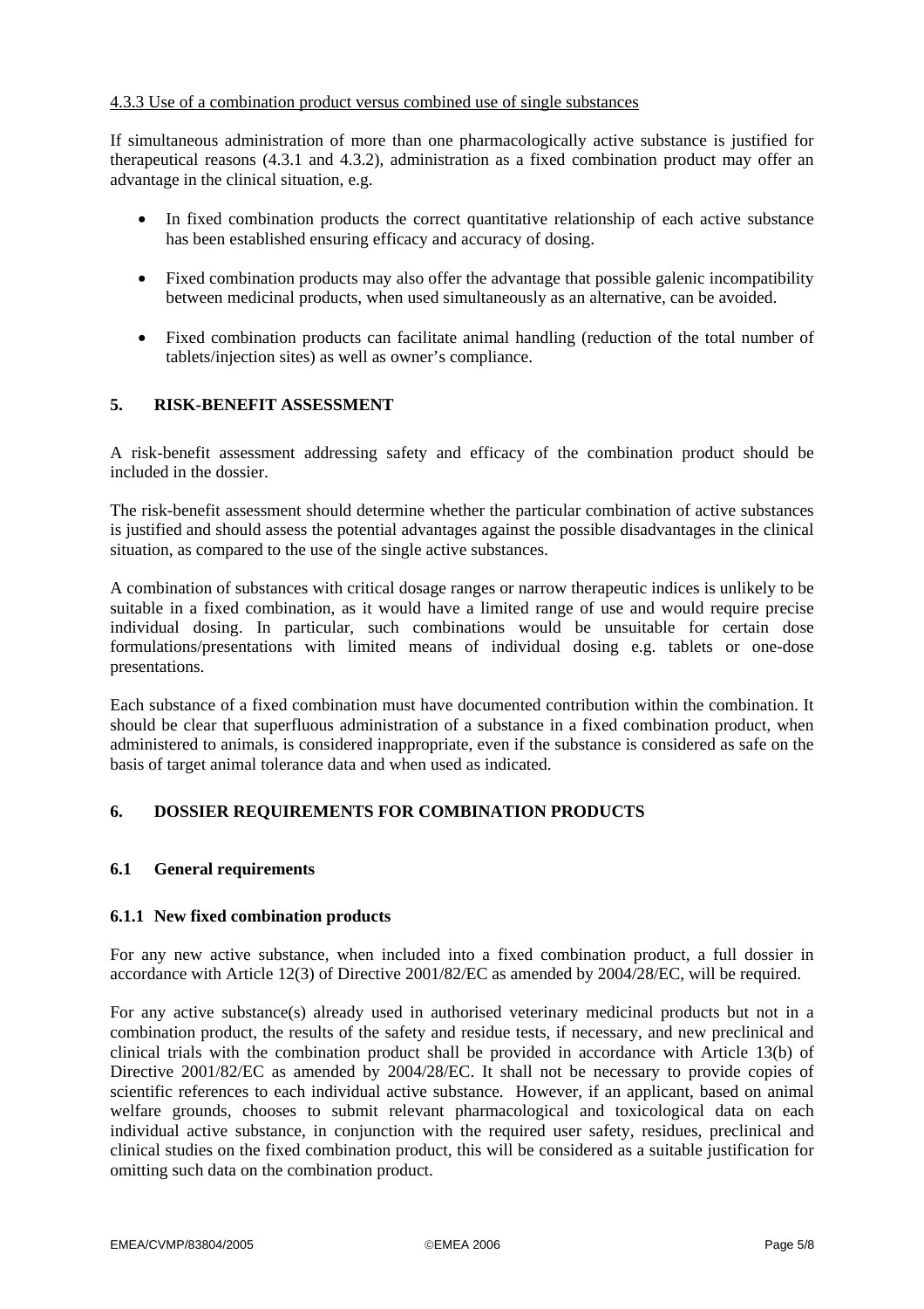#### 4.3.3 Use of a combination product versus combined use of single substances

If simultaneous administration of more than one pharmacologically active substance is justified for therapeutical reasons (4.3.1 and 4.3.2), administration as a fixed combination product may offer an advantage in the clinical situation, e.g.

- In fixed combination products the correct quantitative relationship of each active substance has been established ensuring efficacy and accuracy of dosing.
- Fixed combination products may also offer the advantage that possible galenic incompatibility between medicinal products, when used simultaneously as an alternative, can be avoided.
- Fixed combination products can facilitate animal handling (reduction of the total number of tablets/injection sites) as well as owner's compliance.

## 5. RISK-BENEFIT ASSESSMENT

A risk-benefit assessment addressing safety and efficacy of the combination product should be included in the dossier.

The risk-benefit assessment should determine whether the particular combination of active substances is justified and should assess the potential advantages against the possible disadvantages in the clinical situation, as compared to the use of the single active substances.

A combination of substances with critical dosage ranges or narrow therapeutic indices is unlikely to be suitable in a fixed combination, as it would have a limited range of use and would require precise individual dosing. In particular, such combinations would be unsuitable for certain dose formulations/presentations with limited means of individual dosing e.g. tablets or one-dose presentations.

Each substance of a fixed combination must have documented contribution within the combination. It should be clear that superfluous administration of a substance in a fixed combination product, when administered to animals, is considered inappropriate, even if the substance is considered as safe on the basis of target animal tolerance data and when used as indicated.

## 6. DOSSIER REQUIREMENTS FOR COMBINATION PRODUCTS

### 6.1 General requirements

#### 6.1.1 New fixed combination products

For any new active substance, when included into a fixed combination product, a full dossier in accordance with Article 12(3) of Directive 2001/82/EC as amended by 2004/28/EC, will be required.

For any active substance(s) already used in authorised veterinary medicinal products but not in a combination product, the results of the safety and residue tests, if necessary, and new preclinical and clinical trials with the combination product shall be provided in accordance with Article 13(b) of Directive 2001/82/EC as amended by 2004/28/EC. It shall not be necessary to provide copies of scientific references to each individual active substance. However, if an applicant, based on animal welfare grounds, chooses to submit relevant pharmacological and toxicological data on each individual active substance, in conjunction with the required user safety, residues, preclinical and clinical studies on the fixed combination product, this will be considered as a suitable justification for omitting such data on the combination product.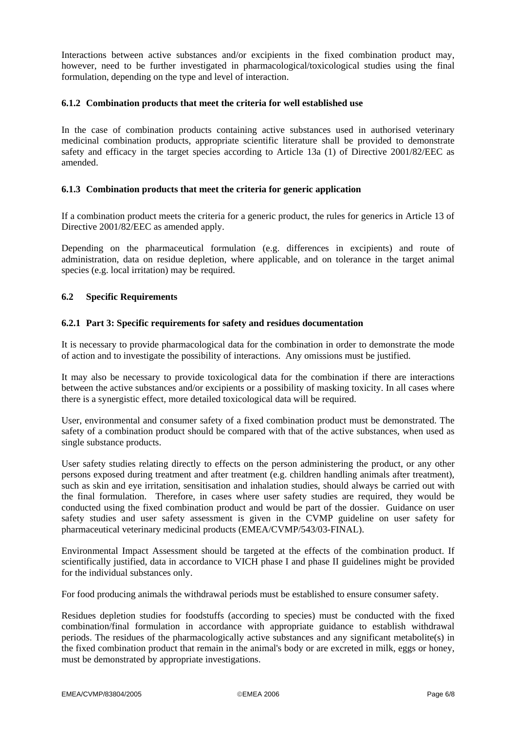Interactions between active substances and/or excipients in the fixed combination product may, however, need to be further investigated in pharmacological/toxicological studies using the final formulation, depending on the type and level of interaction.

#### 6.1.2 Combination products that meet the criteria for well established use

In the case of combination products containing active substances used in authorised veterinary medicinal combination products, appropriate scientific literature shall be provided to demonstrate safety and efficacy in the target species according to Article 13a (1) of Directive 2001/82/EEC as amended.

#### 6.1.3 Combination products that meet the criteria for generic application

If a combination product meets the criteria for a generic product, the rules for generics in Article 13 of Directive 2001/82/EEC as amended apply.

Depending on the pharmaceutical formulation (e.g. differences in excipients) and route of administration, data on residue depletion, where applicable, and on tolerance in the target animal species (e.g. local irritation) may be required.

### 6.2 Specific Requirements

#### 6.2.1 Part 3: Specific requirements for safety and residues documentation

It is necessary to provide pharmacological data for the combination in order to demonstrate the mode of action and to investigate the possibility of interactions. Any omissions must be justified.

It may also be necessary to provide toxicological data for the combination if there are interactions between the active substances and/or excipients or a possibility of masking toxicity. In all cases where there is a synergistic effect, more detailed toxicological data will be required.

User, environmental and consumer safety of a fixed combination product must be demonstrated. The safety of a combination product should be compared with that of the active substances, when used as single substance products.

User safety studies relating directly to effects on the person administering the product, or any other persons exposed during treatment and after treatment (e.g. children handling animals after treatment), such as skin and eye irritation, sensitisation and inhalation studies, should always be carried out with the final formulation. Therefore, in cases where user safety studies are required, they would be conducted using the fixed combination product and would be part of the dossier. Guidance on user safety studies and user safety assessment is given in the CVMP guideline on user safety for pharmaceutical veterinary medicinal products (EMEA/CVMP/543/03-FINAL).

Environmental Impact Assessment should be targeted at the effects of the combination product. If scientifically justified, data in accordance to VICH phase I and phase II guidelines might be provided for the individual substances only.

For food producing animals the withdrawal periods must be established to ensure consumer safety.

Residues depletion studies for foodstuffs (according to species) must be conducted with the fixed combination/final formulation in accordance with appropriate guidance to establish withdrawal periods. The residues of the pharmacologically active substances and any significant metabolite(s) in the fixed combination product that remain in the animal's body or are excreted in milk, eggs or honey, must be demonstrated by appropriate investigations.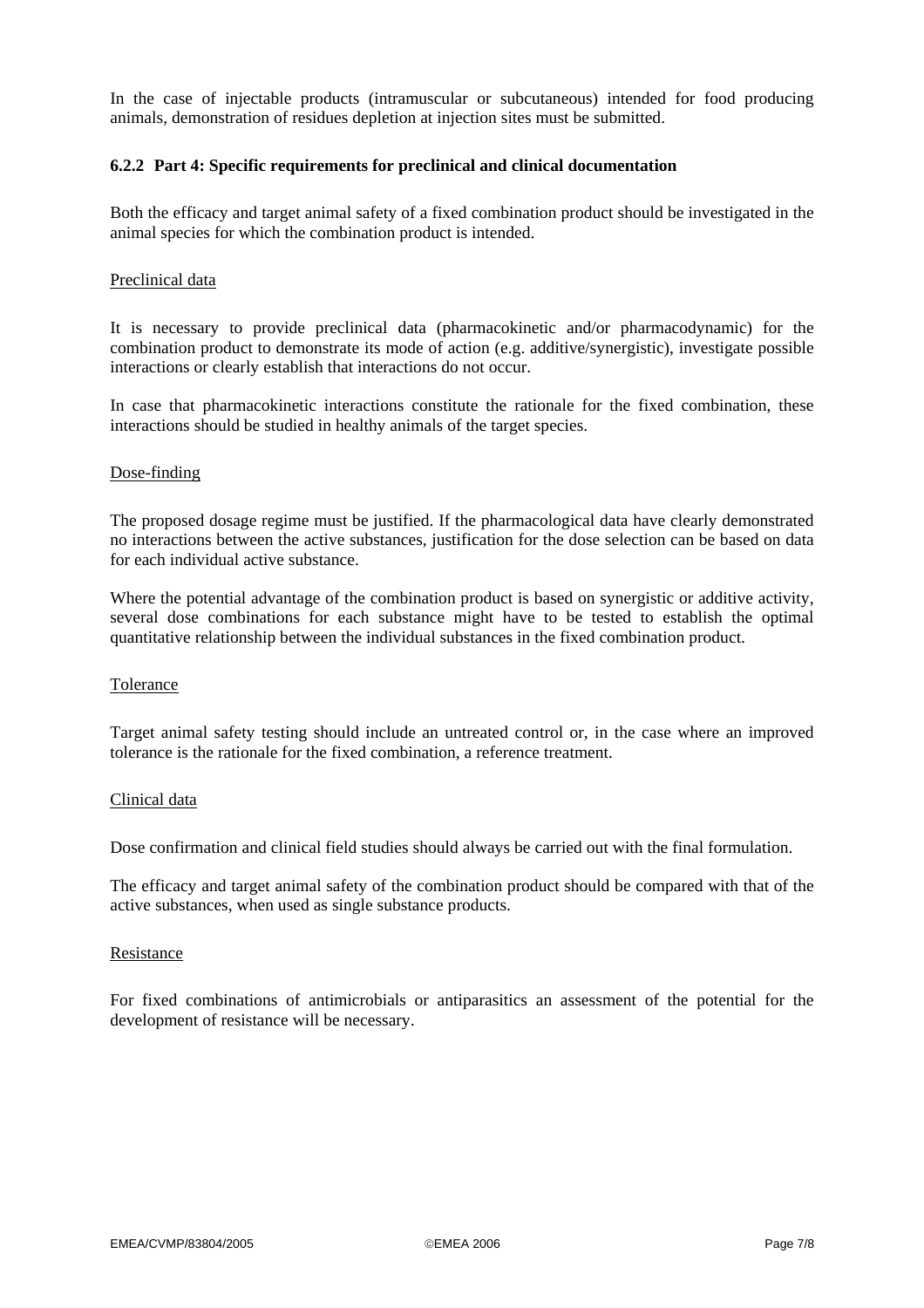In the case of injectable products (intramuscular or subcutaneous) intended for food producing animals, demonstration of residues depletion at injection sites must be submitted.

### 6.2.2 Part 4: Specific requirements for preclinical and clinical documentation

Both the efficacy and target animal safety of a fixed combination product should be investigated in the animal species for which the combination product is intended.

Preclinical data

It is necessary to provide preclinical data (pharmacokinetic and/or pharmacodynamic) for the combination product to demonstrate its mode of action (e.g. additive/synergistic), investigate possible interactions or clearly establish that interactions do not occur.

In case that pharmacokinetic interactions constitute the rationale for the fixed combination, these interactions should be studied in healthy animals of the target species.

Dose-finding

The proposed dosage regime must be justified. If the pharmacological data have clearly demonstrated no interactions between the active substances, justification for the dose selection can be based on data for each individual active substance.

Where the potential advantage of the combination product is based on synergistic or additive activity, several dose combinations for each substance might have to be tested to establish the optimal quantitative relationship between the individual substances in the fixed combination product.

Tolerance

Target animal safety testing should include an untreated control or, in the case where an improved tolerance is the rationale for the fixed combination, a reference treatment.

Clinical data

Dose confirmation and clinical field studies should always be carried out with the final formulation.

The efficacy and target animal safety of the combination product should be compared with that of the active substances, when used as single substance products.

Resistance

For fixed combinations of antimicrobials or antiparasitics an assessment of the potential for the development of resistance will be necessary.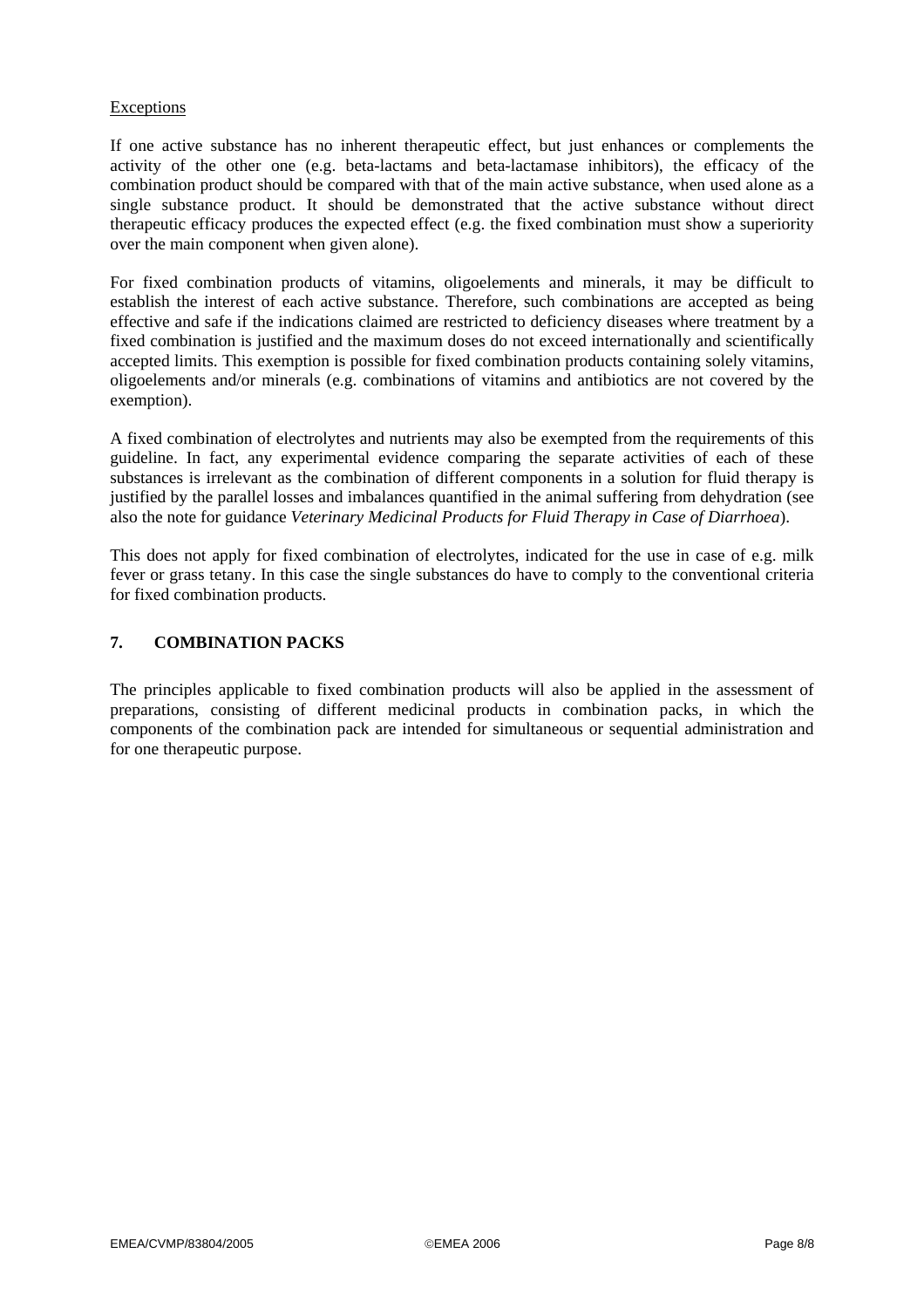Exceptions

If one active substance has no inherent therapeutic effect, but just enhances or complements the activity of the other one (e.g. beta-lactams and beta-lactamase inhibitors), the efficacy of the combination product should be compared with that of the main active substance, when used alone as a single substance product. It should be demonstrated that the active substance without direct therapeutic efficacy produces the expected effect (e.g. the fixed combination must show a superiority over the main component when given alone).

For fixed combination products of vitamins, oligoelements and minerals, it may be difficult to establish the interest of each active substance. Therefore, such combinations are accepted as being effective and safe if the indications claimed are restricted to deficiency diseases where treatment by a fixed combination is justified and the maximum doses do not exceed internationally and scientifically accepted limits. This exemption is possible for fixed combination products containing solely vitamins, oligoelements and/or minerals (e.g. combinations of vitamins and antibiotics are not covered by the exemption).

A fixed combination of electrolytes and nutrients may also be exempted from the requirements of this guideline. In fact, any experimental evidence comparing the separate activities of each of these substances is irrelevant as the combination of different components in a solution for fluid therapy is justified by the parallel losses and imbalances quantified in the animal suffering from dehydration (see also the note for guidance *Veterinary Medicinal Products for Fluid Therapy in Case of Diarrhoea*).

This does not apply for fixed combination of electrolytes, indicated for the use in case of e.g. milk fever or grass tetany. In this case the single substances do have to comply to the conventional criteria for fixed combination products.

## 7. COMBINATION PACKS

The principles applicable to fixed combination products will also be applied in the assessment of preparations, consisting of different medicinal products in combination packs, in which the components of the combination pack are intended for simultaneous or sequential administration and for one therapeutic purpose.